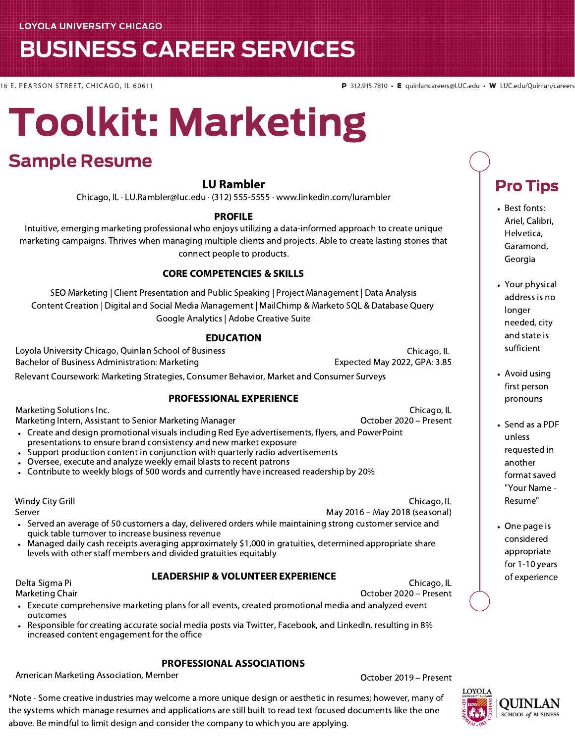LOYOLA UNIVERSITY CHICAGO

# BUSINESS CAREER SERVICES

16 E. PEARSON STREET, CHICAGO, IL 60611

**P** 312.915.7810 • **E** quinlancareers@LUC.edu • **W** LUC.edu/Quinlan/careers

# Toolkit: Marketing

## Sample Resume

### LU Rambler

Chicago, IL · LU.Rambler@luc.edu · (312) 555-5555 · www.linkedin.com/lurambler

**PROFILE**

Intuitive, emerging marketing professional who enjoys utilizing a data-informed approach to create unique marketing campaigns. Thrives when managing multiple clients and projects. Able to create lasting stories that connect people to products.

**CORE COMPETENCIES & SKILLS**

SEO Marketing | Client Presentation and Public Speaking | Project Management | Data Analysis
Content Creation | Digital and Social Media Management | MailChimp & Marketo SQL & Database Query
Google Analytics | Adobe Creative Suite

**EDUCATION**

Loyola University Chicago, Quinlan School of Business — Chicago, IL
Bachelor of Business Administration: Marketing — Expected May 2022, GPA: 3.85
Relevant Coursework: Marketing Strategies, Consumer Behavior, Market and Consumer Surveys

**PROFESSIONAL EXPERIENCE**

Marketing Solutions Inc. — Chicago, IL
Marketing Intern, Assistant to Senior Marketing Manager — October 2020 – Present

- Create and design promotional visuals including Red Eye advertisements, flyers, and PowerPoint presentations to ensure brand consistency and new market exposure
- Support production content in conjunction with quarterly radio advertisements
- Oversee, execute and analyze weekly email blasts to recent patrons
- Contribute to weekly blogs of 500 words and currently have increased readership by 20%

Windy City Grill — Chicago, IL
Server — May 2016 – May 2018 (seasonal)

- Served an average of 50 customers a day, delivered orders while maintaining strong customer service and quick table turnover to increase business revenue
- Managed daily cash receipts averaging approximately $1,000 in gratuities, determined appropriate share levels with other staff members and divided gratuities equitably

**LEADERSHIP & VOLUNTEER EXPERIENCE**

Delta Sigma Pi — Chicago, IL
Marketing Chair — October 2020 – Present

- Execute comprehensive marketing plans for all events, created promotional media and analyzed event outcomes
- Responsible for creating accurate social media posts via Twitter, Facebook, and LinkedIn, resulting in 8% increased content engagement for the office

**PROFESSIONAL ASSOCIATIONS**

American Marketing Association, Member — October 2019 – Present

## Pro Tips

- Best fonts: Ariel, Calibri, Helvetica, Garamond, Georgia
- Your physical address is no longer needed, city and state is sufficient
- Avoid using first person pronouns
- Send as a PDF unless requested in another format saved "Your Name - Resume"
- One page is considered appropriate for 1-10 years of experience

*Note - Some creative industries may welcome a more unique design or aesthetic in resumes; however, many of the systems which manage resumes and applications are still built to read text focused documents like the one above. Be mindful to limit design and consider the company to which you are applying.

LOYOLA UNIVERSITY CHICAGO · QUINLAN SCHOOL of BUSINESS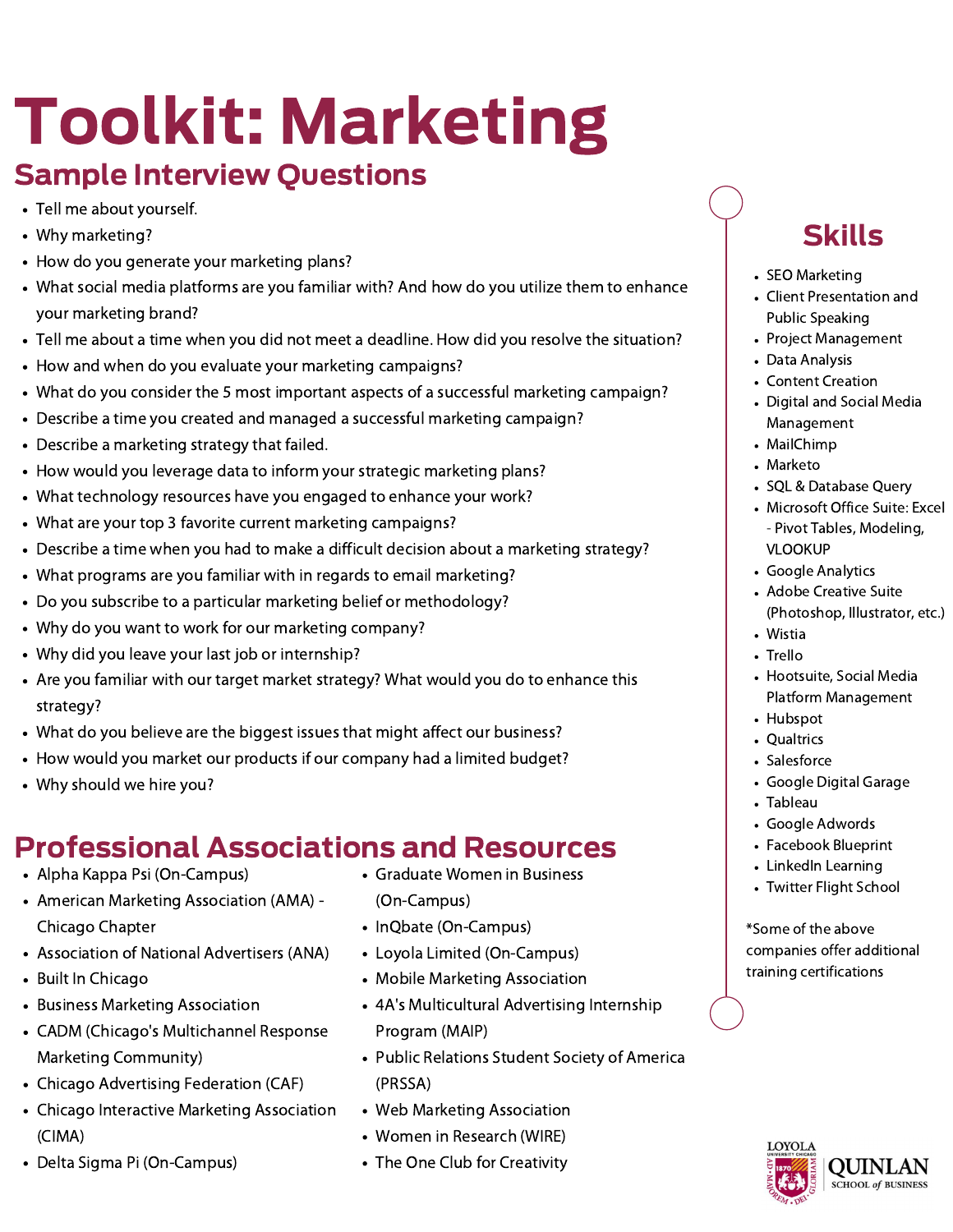# Toolkit: Marketing

## Sample Interview Questions

- Tell me about yourself.
- Why marketing?
- How do you generate your marketing plans?
- What social media platforms are you familiar with? And how do you utilize them to enhance your marketing brand?
- Tell me about a time when you did not meet a deadline. How did you resolve the situation?
- How and when do you evaluate your marketing campaigns?
- What do you consider the 5 most important aspects of a successful marketing campaign?
- Describe a time you created and managed a successful marketing campaign?
- Describe a marketing strategy that failed.
- How would you leverage data to inform your strategic marketing plans?
- What technology resources have you engaged to enhance your work?
- What are your top 3 favorite current marketing campaigns?
- Describe a time when you had to make a difficult decision about a marketing strategy?
- What programs are you familiar with in regards to email marketing?
- Do you subscribe to a particular marketing belief or methodology?
- Why do you want to work for our marketing company?
- Why did you leave your last job or internship?
- Are you familiar with our target market strategy? What would you do to enhance this strategy?
- What do you believe are the biggest issues that might affect our business?
- How would you market our products if our company had a limited budget?
- Why should we hire you?

## Professional Associations and Resources

- Alpha Kappa Psi (On-Campus)
- American Marketing Association (AMA) - Chicago Chapter
- Association of National Advertisers (ANA)
- Built In Chicago
- Business Marketing Association
- CADM (Chicago's Multichannel Response Marketing Community)
- Chicago Advertising Federation (CAF)
- Chicago Interactive Marketing Association (CIMA)
- Delta Sigma Pi (On-Campus)
- Graduate Women in Business (On-Campus)
- InQbate (On-Campus)
- Loyola Limited (On-Campus)
- Mobile Marketing Association
- 4A's Multicultural Advertising Internship Program (MAIP)
- Public Relations Student Society of America (PRSSA)
- Web Marketing Association
- Women in Research (WIRE)
- The One Club for Creativity

## Skills

- SEO Marketing
- Client Presentation and Public Speaking
- Project Management
- Data Analysis
- Content Creation
- Digital and Social Media Management
- MailChimp
- Marketo
- SQL & Database Query
- Microsoft Office Suite: Excel - Pivot Tables, Modeling, VLOOKUP
- Google Analytics
- Adobe Creative Suite (Photoshop, Illustrator, etc.)
- Wistia
- Trello
- Hootsuite, Social Media Platform Management
- Hubspot
- Qualtrics
- Salesforce
- Google Digital Garage
- Tableau
- Google Adwords
- Facebook Blueprint
- LinkedIn Learning
- Twitter Flight School

*Some of the above companies offer additional training certifications

LOYOLA UNIVERSITY CHICAGO | QUINLAN SCHOOL of BUSINESS